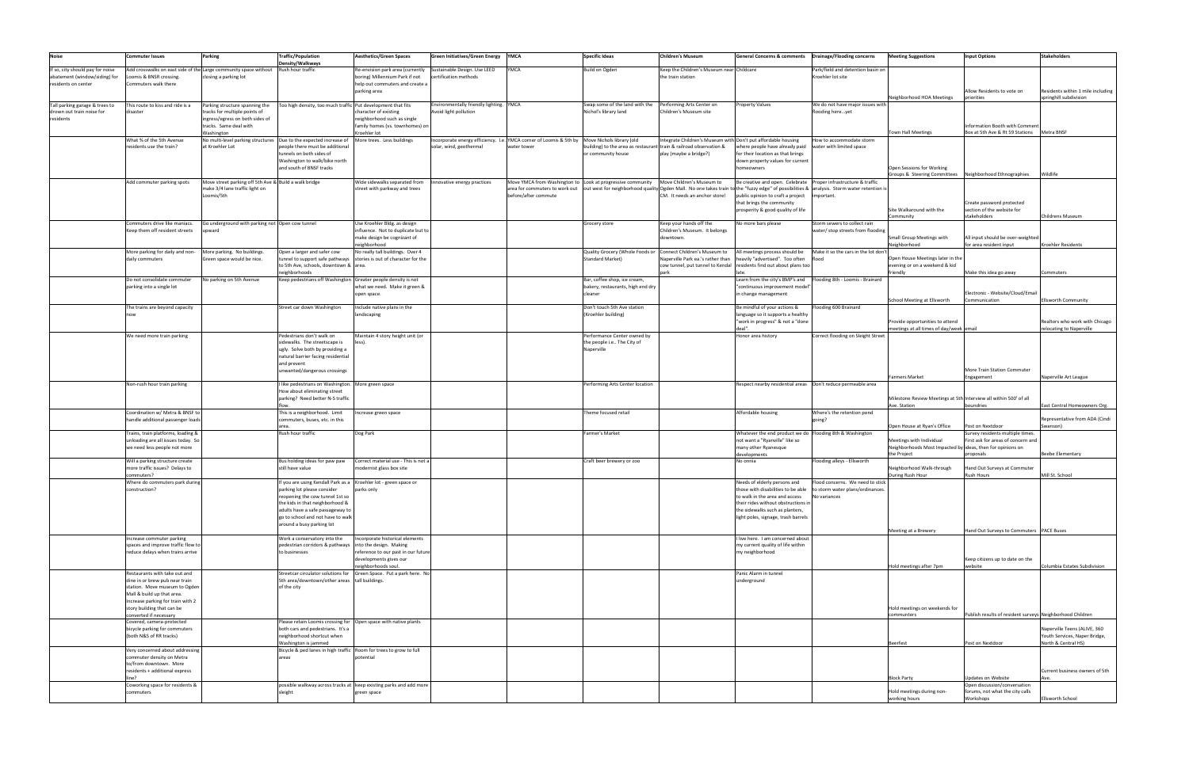| Noise | Commuter Issues | Parking | Traffic/Population Density/Walkways | Aesthetics/Green Spaces | Green Initiatives/Green Energy | YMCA | Specific Ideas | Children's Museum | General Concerns & comments | Drainage/Flooding concerns | Meeting Suggestions | Input Options | Stakeholders |
|---|---|---|---|---|---|---|---|---|---|---|---|---|---|
| If so, city should pay for noise abatement (window/siding) for residents on center | Add crosswalks on east side of the Loomis & BNSF crossing. Commuters walk there | Large community space without closing a parking lot | Rush hour traffic | Re-envision park area (currently boring) Millennium Park if not help out commuters and create a parking area | Sustainable Design. Use LEED certification methods | YMCA | Build on Ogden | Keep the Children's Museum near the train station | Childcare | Park/field and detention basin on Kroehler lot site | Neighborhood HOA Meetings | Allow Residents to vote on priorities | Residents within 1 mile including springhill subdivision |
| Tall parking garage & trees to drown out train noise for residents | This route to kiss and ride is a disaster | Parking structure spanning the tracks for multiple points of ingress/egress on both sides of tracks. Same deal with Washington | Too high density, too much traffic | Put development that fits character of existing neighborhood such as single family homes (vs. townhomes) on Kroehler lot | Environmentally friendly lighting. Avoid light pollution | YMCA | Swap some of the land with the Nichol's library land | Performing Arts Center on Children's Museum site | Property Values | We do not have major issues with flooding here...yet | Town Hall Meetings | Information Booth with Comment Box at 5th Ave & Rt 59 Stations | Metra BNSF |
| | What % of the 5th Avenue residents use the train? | No multi-level parking structures at Kroehler Lot | Due to the expected increase of people there must be additional tunnels on both sides of Washington to walk/bike north and south of BNSF tracks | More trees. Less buildings | Incorporate energy efficiency. i.e. solar, wind, geothermal | YMCA corner of Loomis & 5th by water tower | Move Nichols library (old building) to the area as restaurant or community house | Integrate Children's Museum with train & railroad observation & play (maybe a bridge?) | Don't put affordable housing where people have already paid for their location as that brings down property values for current homeowners | How to accommodate storm water with limited space | Open Sessions for Working Groups & Steering Committees | Neighborhood Ethnographies | Wildlife |
| | Add commuter parking spots | Move street parking off 5th Ave & make 3/4 lane traffic light on Loomis/5th | Build a walk bridge | Wide sidewalks separated from street with parkway and trees | Innovative energy practices | Move YMCA from Washington to area for commuters to work out before/after commute | Look at progressive community out west for neighborhood quality | Move Children's Museum to Ogden Mall. No one takes train to CM. It needs an anchor store! | Be creative and open. Celebrate the "fuzzy edge" of possibilities & public opinion to craft a project that brings the community prosperity & good quality of life | Proper infrastructure & traffic analysis. Storm water retention is important. | Site Walkaround with the Community | Create password protected section of the website for stakeholders | Childrens Museum |
| | Commuters drive like maniacs. Keep them off resident streets | Go underground with parking not upward | Open cow tunnel | Use Kroehler Bldg. as design influence. Not to duplicate but to make design be cognizant of neighborhood | | | Grocery store | Keep your hands off the Children's Museum. It belongs downtown. | No more bars please | Storm sewers to collect rain water/ stop streets from flooding | Small Group Meetings with Neighborhood | All input should be over-weighted for area resident input | Kroehler Residents |
| | More parking for daily and non-daily commuters | More parking. No buildings. Green space would be nice. | Open a larger and safer cow tunnel to support safe pathways to 5th Ave, schools, downtown & neighborhoods | No really tall buildings. Over 4 stories is out of character for the area. | | | Quality Grocery (Whole Foods or Standard Market) | Connect Children's Museum to Naperville Park ea.'s rather than cow tunnel, put tunnel to Kendal park | All meetings process should be heavily "advertised". Too often residents find out about plans too late. | Make it so the cars in the lot don't flood | Open House Meetings later in the evening or on a weekend & kid friendly | Make this idea go away | Commuters |
| | Do not consolidate commuter parking into a single lot | No parking on 5th Avenue | Keep pedestrians off Washington | Greater people density is not what we need. Make it green & open space. | | | Bar, coffee shop, ice cream, bakery, restaurants, high end dry cleaner | | Learn from the city's BMP's and "continuous improvement model" in change management | Flooding 8th - Loomis - Brainard | School Meeting at Ellsworth | Electronic - Website/Cloud/Email Communication | Ellsworth Community |
| | The trains are beyond capacity now | | Street car down Washington | Include native plans in the landscaping | | | Don't touch 5th Ave station (Kroehler building) | | Be mindful of your actions & language so it supports a healthy "work in progress" & not a "done deal". | Flooding 600 Brainard | Provide opportunities to attend meetings at all times of day/week | email | Realtors who work with Chicago relocating to Naperville |
| | We need more train parking | | Pedestrians don't walk on sidewalks. The streetscape is ugly. Solve both by providing a natural barrier facing residential and prevent unwanted/dangerous crossings | Maintain 4 story height unit (or less). | | | Performance Center owned by the people i.e.. The City of Naperville | | Honor area history | Correct flooding on Sleight Street | Farmers Market | More Train Station Commuter Engagement | Naperville Art League |
| | Non-rush hour train parking | | I like pedestrians on Washington. How about eliminating street parking? Need better N-S traffic flow. | More green space | | | Performing Arts Center location | | Respect nearby residential areas | Don't reduce permeable area | Milestone Review Meetings at 5th Ave. Station | Interview all within 500' of all boundries | East Central Homeowners Org. |
| | Coordination w/ Metra & BNSF to handle additional passenger loads | | This is a neighborhood. Limit commuters, buses, etc. in this area. | Increase green space | | | Theme focused retail | | Affordable housing | Where's the retention pond going? | Open House at Ryan's Office | Post on Nextdoor | Representative from ADA (Cindi Swanson) |
| | Trains, train platforms, loading & unloading are all issues today. So we need less people not more | | Rush hour traffic | Dog Park | | | Farmer's Market | | Whatever the end product we do not want a "Ryanville" like so many other Ryanesque developments | Flooding 8th & Washington | Meetings with Individual Neighborhoods Most Impacted by the Project | Survey residents multiple times. First ask for areas of concern and ideas, then for opinions on proposals | Beebe Elementary |
| | Will a parking structure create more traffic issues? Delays to commuters? | | Bus holding ideas for paw paw still have value | Correct material use - This is not a modernist glass box site | | | Craft beer brewery or zoo | | No omnia | Flooding alleys - Ellsworth | Neighborhood Walk-through During Rush Hour | Hand Out Surveys at Commuter Rush Hours | Mill St. School |
| | Where do commuters park during construction? | | If you are using Kendall Park as a parking lot please consider reopening the cow tunnel 1st so the kids in that neighborhood & adults have a safe passageway to go to school and not have to walk around a busy parking lot | Kroehler lot - green space or parks only | | | | | Needs of elderly persons and those with disabilities to be able to walk in the area and access their rides without obstructions in the sidewalks such as planters, light poles, signage, trash barrels | Flood concerns. We need to stick to storm water plans/ordinances. No variances | Meeting at a Brewery | Hand Out Surveys to Commuters | PACE Buses |
| | Increase commuter parking spaces and improve traffic flow to reduce delays when trains arrive | | Work a conservatory into the pedestrian corridors & pathways to businesses | Incorporate historical elements into the design. Making reference to our past in our future developments gives our neighborhoods soul. | | | | | I live here. I am concerned about my current quality of life within my neighborhood | | Hold meetings after 7pm | Keep citizens up to date on the website | Columbia Estates Subdivision |
| | Restaurants with take out and dine in or brew pub near train station. Move museum to Ogden Mall & build up that area. Increase parking for train with 2 story building that can be converted if necessary | | Streetcar circulator solutions for 5th area/downtown/other areas of the city | Green Space. Put a park here. No tall buildings. | | | | | Panic Alarm in tunnel underground | | Hold meetings on weekends for communters | Publish results of resident surveys | Neighborhood Children |
| | Covered, camera-protected bicycle parking for commuters (both N&S of RR tracks) | | Please retain Loomis crossing for both cars and pedestrians. It's a neighborhood shortcut when Washington is jammed | Open space with native plants | | | | | | | Beerfest | Post on Nextdoor | Naperville Teens (ALIVE, 360 Youth Services, Naper Bridge, North & Central HS) |
| | Very concerned about addressing commuter density on Metra to/from downtown. More residents + additional express line? | | Bicycle & ped lanes in high traffic areas | Room for trees to grow to full potential | | | | | | | Block Party | Updates on Website | Current business owners of 5th Ave. |
| | Coworking space for residents & commuters | | possible walkway across tracks at sleight | keep existing parks and add more green space | | | | | | | Hold meetings during non-working hours | Open discussion/conversation forums, not what the city calls Workshops | Ellsworth School |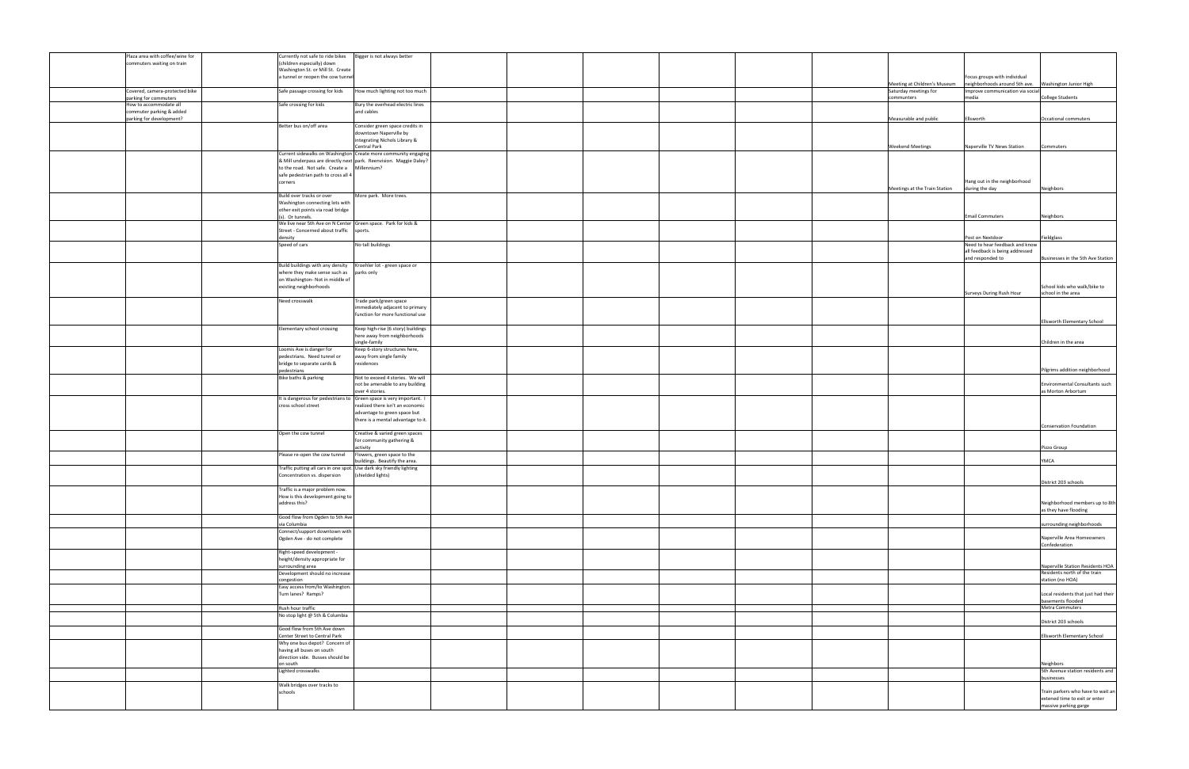| | | | | | |
|---|---|---|---|---|---|
| Plaza area with coffee/wine for commuters waiting on train | Currently not safe to ride bikes (children especially) down Washington St. or Mill St. Create a tunnel or reopen the cow tunnel | Bigger is not always better | Meeting at Children's Museum | Focus groups with individual neighborhoods around 5th ave. | Washington Junior High |
| Covered, camera-protected bike parking for commuters | Safe passage crossing for kids | How much lighting not too much | Saturday meetings for communters | Improve communication via social media | College Students |
| How to accommodate all commuter parking & added parking for development? | Safe crossing for kids | Bury the overhead electric lines and cables | Measurable and public | Ellsworth | Occational commuters |
| | Better bus on/off area | Consider green space credits in downtown Naperville by integrating Nichols Library & Central Park | Weekend Meetings | Naperville TV News Station | Commuters |
| | Current sidewalks on Washington & Mill underpass are directly next to the road. Not safe. Create a safe pedestrian path to cross all 4 corners | Create more community engaging park. Reenvision. Maggie Daley? Millennium? | Meetings at the Train Station | Hang out in the neighborhood during the day | Neighbors |
| | Build over tracks or over Washington connecting lots with other exit points via road bridge (s). Or tunnels. | More park. More trees. | | Email Commuters | Neighbors |
| | We live near 5th Ave on N Center Street - Concerned about traffic density | Green space. Park for kids & sports. | | Post on Nextdoor | Fieldglass |
| | Speed of cars | No tall buildings | | Need to hear feedback and know all feedback is being addressed and responded to | Businesses in the 5th Ave Station |
| | Build buildings with any density where they make sense such as on Washington- Not in middle of existing neighborhoods | Kroehler lot - green space or parks only | | Surveys During Rush Hour | School kids who walk/bike to school in the area |
| | Need crosswalk | Trade park/green space immediately adjacent to primary function for more functional use | | | Ellsworth Elementary School |
| | Elementary school crossing | Keep high-rise (6 story) buildings here away from neighborhoods single-family | | | Children in the area |
| | Loomis Ave is danger for pedestrians. Need tunnel or bridge to separate cards & pedestrians | Keep 6-story structures here, away from single family residences | | | Pilgrims addition neighborhood |
| | Bike baths & parking | Not to exceed 4 stories. We will not be amenable to any building over 4 stories. | | | Environmental Consultants such as Morton Arbortum |
| | It is dangerous for pedestrians to cross school street | Green space is very important. I realized there isn't an economic advantage to green space but there is a mental advantage to it. | | | Conservation Foundation |
| | Open the cow tunnel | Creative & varied green spaces for community gathering & activity | | | Pizzo Group |
| | Please re-open the cow tunnel | Flowers, green space to the buildings. Beautify the area. | | | YMCA |
| | Traffic putting all cars in one spot. Concentration vs. dispersion | Use dark sky friendly lighting (shielded lights) | | | District 203 schools |
| | Traffic is a major problem now. How is this development going to address this? | | | | Neighborhood members up to 8th as they have flooding |
| | Good flow from Ogden to 5th Ave via Columbia | | | | surrounding neighborhoods |
| | Connect/support downtown with Ogden Ave - do not complete | | | | Naperville Area Homeowners Confederation |
| | Right-speed development - height/density appropriate for surrounding area | | | | Naperville Station Residents HOA |
| | Development should no increase congestion | | | | Residents north of the train station (no HOA) |
| | Easy access from/to Washington. Turn lanes? Ramps? | | | | Local residents that just had their basements flooded |
| | Rush hour traffic | | | | Metra Commuters |
| | No stop light @ 5th & Columbia | | | | District 203 schools |
| | Good flow from 5th Ave down Center Street to Central Park | | | | Ellsworth Elementary School |
| | Why one bus depot? Concern of having all buses on south direction side. Busses should be on south | | | | Neighbors |
| | Lighted crosswalks | | | | 5th Avenue station residents and businesses |
| | Walk bridges over tracks to schools | | | | Train parkers who have to wait an extened time to exit or enter massive parking garge |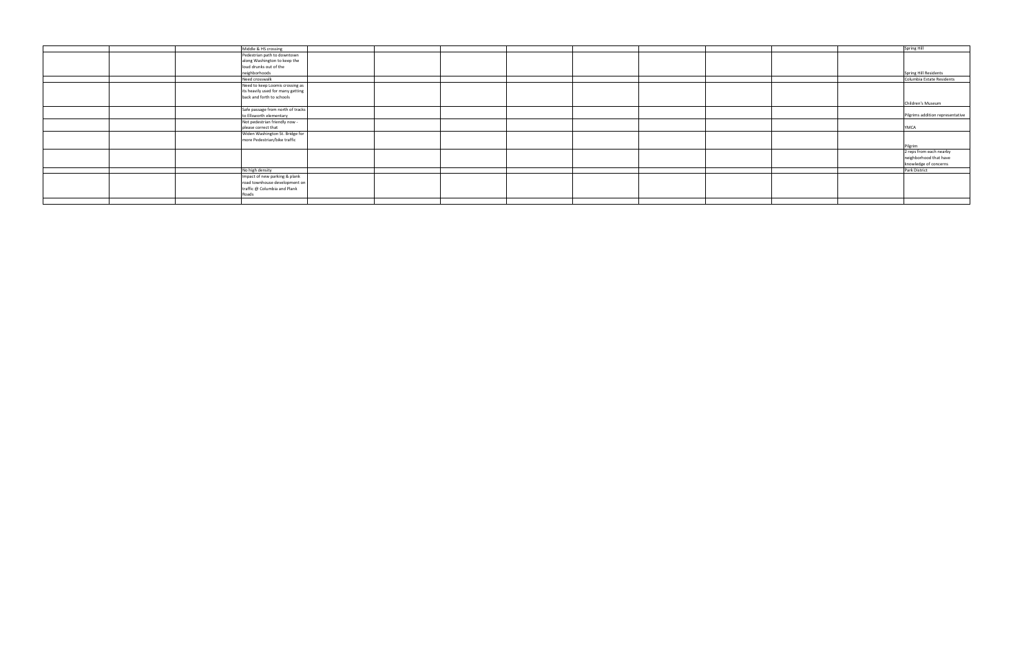| | | | | | | | | | | | | | |
|---|---|---|---|---|---|---|---|---|---|---|---|---|---|
| | | | Middle & HS crossing | | | | | | | | | | Spring Hill |
| | | | Pedestrian path to downtown along Washington to keep the loud drunks out of the neighborhoods | | | | | | | | | | Spring Hill Residents |
| | | | Need crosswalk | | | | | | | | | | Columbia Estate Residents |
| | | | Need to keep Loomis crossing as its heavily used for many getting back and forth to schools | | | | | | | | | | Children's Museum |
| | | | Safe passage from north of tracks to Ellsworth elementary | | | | | | | | | | Pilgrims addition representative |
| | | | Not pedestrian friendly now - please correct that | | | | | | | | | | YMCA |
| | | | Widen Washington St. Bridge for more Pedestrian/bike traffic | | | | | | | | | | Pilgrim |
| | | | | | | | | | | | | | 2 reps from each nearby neighborhood that have knowledge of concerns |
| | | | No high density | | | | | | | | | | Park District |
| | | | Impact of new parking & plank road townhouse development on traffic @ Columbia and Plank Roads | | | | | | | | | | |
| | | | | | | | | | | | | | |